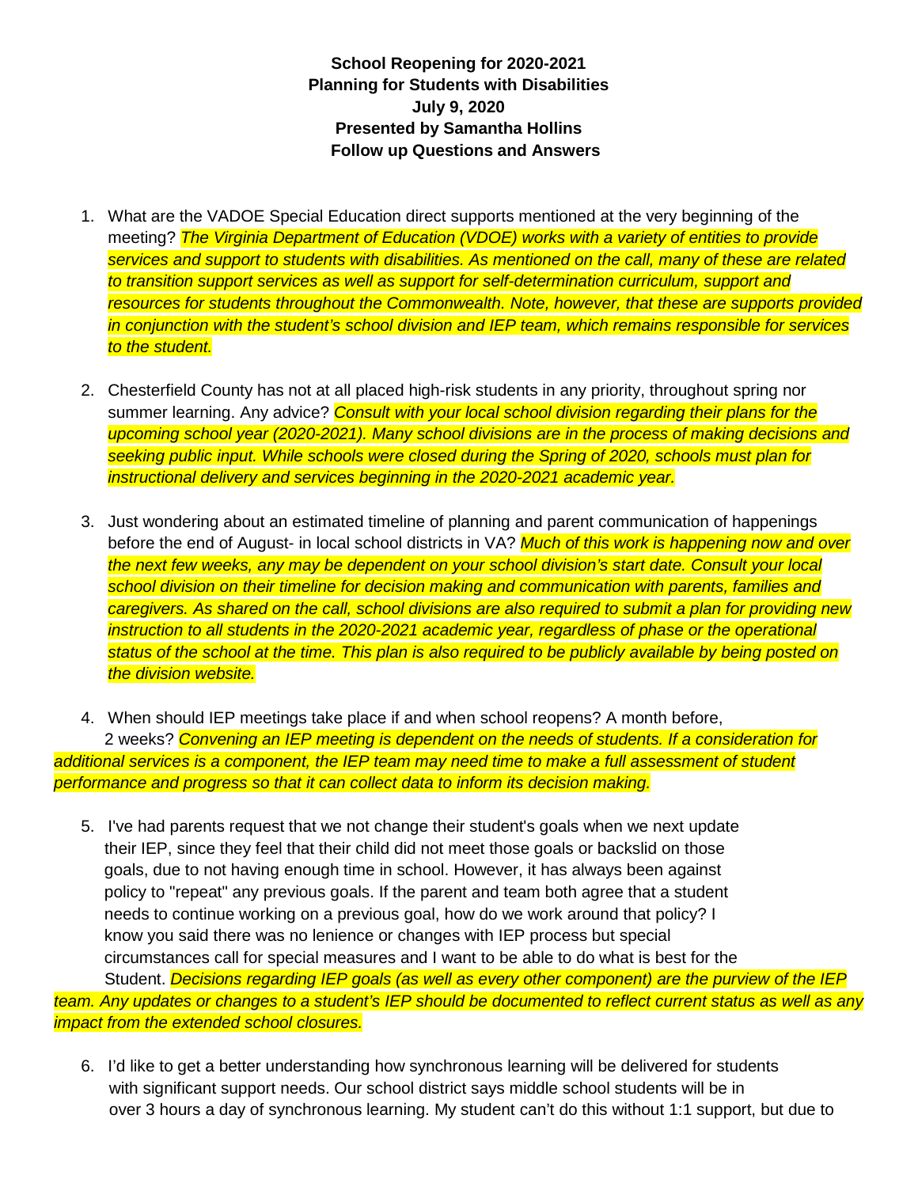**School Reopening for 2020-2021**
**Planning for Students with Disabilities**
**July 9, 2020**
**Presented by Samantha Hollins**
**Follow up Questions and Answers**

1. What are the VADOE Special Education direct supports mentioned at the very beginning of the meeting? *The Virginia Department of Education (VDOE) works with a variety of entities to provide services and support to students with disabilities. As mentioned on the call, many of these are related to transition support services as well as support for self-determination curriculum, support and resources for students throughout the Commonwealth. Note, however, that these are supports provided in conjunction with the student's school division and IEP team, which remains responsible for services to the student.*

2. Chesterfield County has not at all placed high-risk students in any priority, throughout spring nor summer learning. Any advice? *Consult with your local school division regarding their plans for the upcoming school year (2020-2021). Many school divisions are in the process of making decisions and seeking public input. While schools were closed during the Spring of 2020, schools must plan for instructional delivery and services beginning in the 2020-2021 academic year.*

3. Just wondering about an estimated timeline of planning and parent communication of happenings before the end of August- in local school districts in VA? *Much of this work is happening now and over the next few weeks, any may be dependent on your school division's start date. Consult your local school division on their timeline for decision making and communication with parents, families and caregivers. As shared on the call, school divisions are also required to submit a plan for providing new instruction to all students in the 2020-2021 academic year, regardless of phase or the operational status of the school at the time. This plan is also required to be publicly available by being posted on the division website.*

4. When should IEP meetings take place if and when school reopens? A month before, 2 weeks? *Convening an IEP meeting is dependent on the needs of students. If a consideration for additional services is a component, the IEP team may need time to make a full assessment of student performance and progress so that it can collect data to inform its decision making.*

5. I've had parents request that we not change their student's goals when we next update their IEP, since they feel that their child did not meet those goals or backslid on those goals, due to not having enough time in school. However, it has always been against policy to "repeat" any previous goals. If the parent and team both agree that a student needs to continue working on a previous goal, how do we work around that policy? I know you said there was no lenience or changes with IEP process but special circumstances call for special measures and I want to be able to do what is best for the Student. *Decisions regarding IEP goals (as well as every other component) are the purview of the IEP team. Any updates or changes to a student's IEP should be documented to reflect current status as well as any impact from the extended school closures.*

6. I'd like to get a better understanding how synchronous learning will be delivered for students with significant support needs. Our school district says middle school students will be in over 3 hours a day of synchronous learning. My student can't do this without 1:1 support, but due to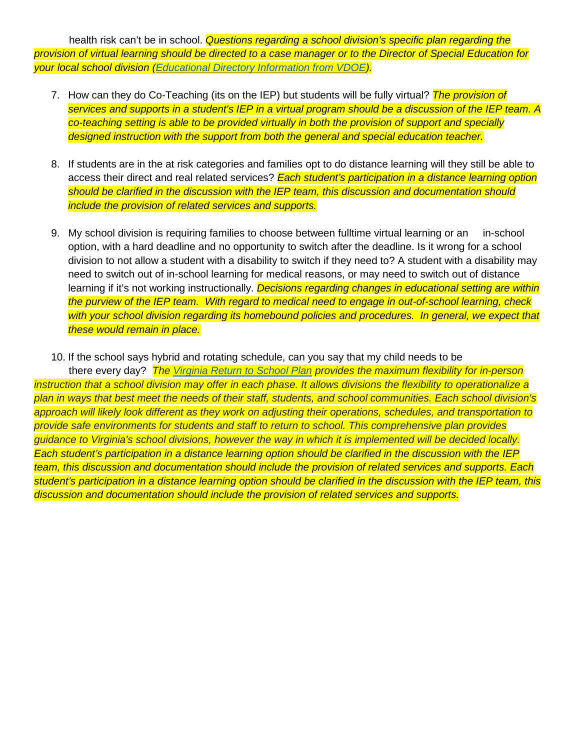health risk can't be in school. *Questions regarding a school division's specific plan regarding the provision of virtual learning should be directed to a case manager or to the Director of Special Education for your local school division (Educational Directory Information from VDOE).*

7. How can they do Co-Teaching (its on the IEP) but students will be fully virtual? *The provision of services and supports in a student's IEP in a virtual program should be a discussion of the IEP team. A co-teaching setting is able to be provided virtually in both the provision of support and specially designed instruction with the support from both the general and special education teacher.*

8. If students are in the at risk categories and families opt to do distance learning will they still be able to access their direct and real related services? *Each student's participation in a distance learning option should be clarified in the discussion with the IEP team, this discussion and documentation should include the provision of related services and supports.*

9. My school division is requiring families to choose between fulltime virtual learning or an in-school option, with a hard deadline and no opportunity to switch after the deadline. Is it wrong for a school division to not allow a student with a disability to switch if they need to? A student with a disability may need to switch out of in-school learning for medical reasons, or may need to switch out of distance learning if it's not working instructionally. *Decisions regarding changes in educational setting are within the purview of the IEP team. With regard to medical need to engage in out-of-school learning, check with your school division regarding its homebound policies and procedures. In general, we expect that these would remain in place.*

10. If the school says hybrid and rotating schedule, can you say that my child needs to be there every day? *The Virginia Return to School Plan provides the maximum flexibility for in-person instruction that a school division may offer in each phase. It allows divisions the flexibility to operationalize a plan in ways that best meet the needs of their staff, students, and school communities. Each school division's approach will likely look different as they work on adjusting their operations, schedules, and transportation to provide safe environments for students and staff to return to school. This comprehensive plan provides guidance to Virginia's school divisions, however the way in which it is implemented will be decided locally. Each student's participation in a distance learning option should be clarified in the discussion with the IEP team, this discussion and documentation should include the provision of related services and supports. Each student's participation in a distance learning option should be clarified in the discussion with the IEP team, this discussion and documentation should include the provision of related services and supports.*